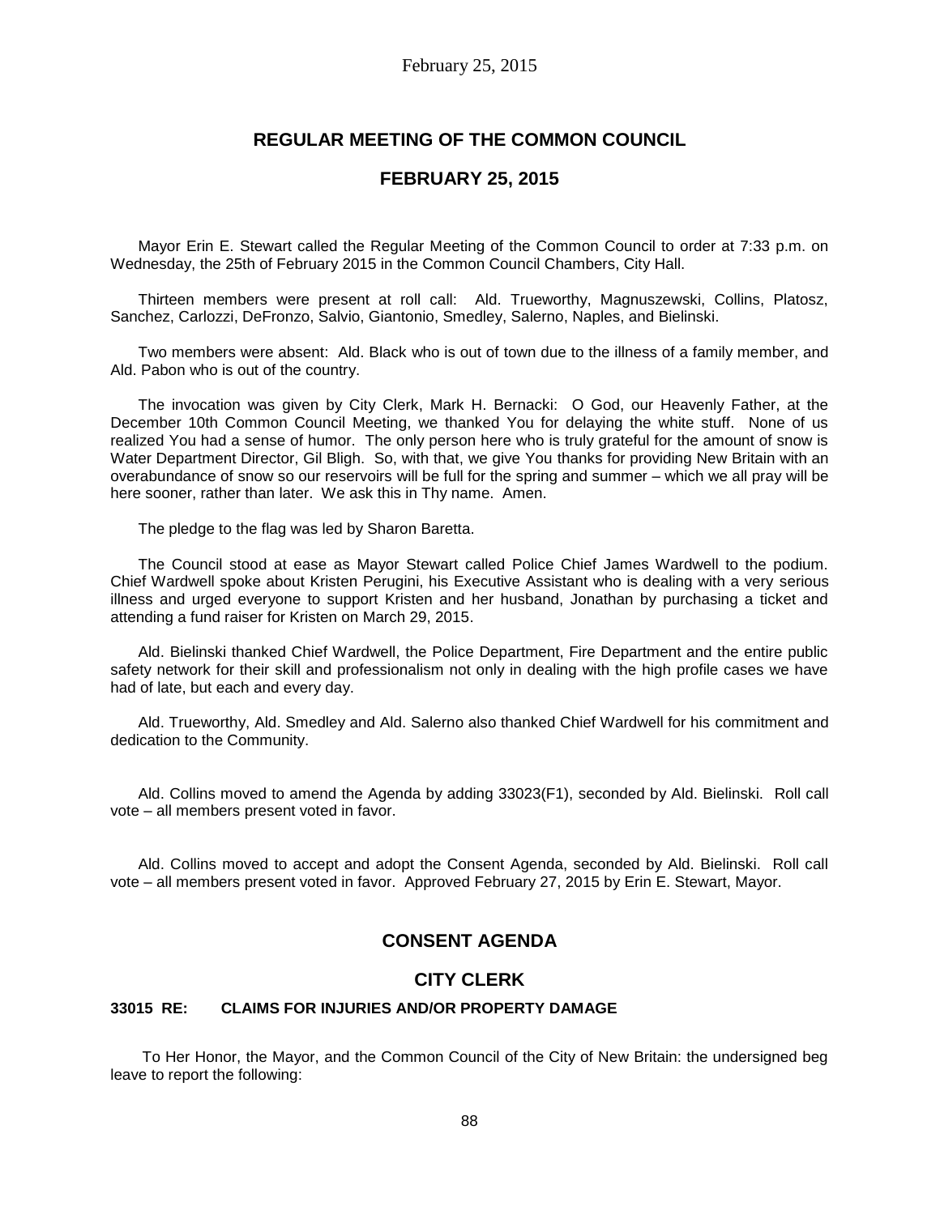# REGULAR MEETING OF THE COMMON COUNCIL

# FEBRUARY 25, 2015

Mayor Erin E. Stewart called the Regular Meeting of the Common Council to order at 7:33 p.m. on Wednesday, the 25th of February 2015 in the Common Council Chambers, City Hall.

Thirteen members were present at roll call: Ald. Trueworthy, Magnuszewski, Collins, Platosz, Sanchez, Carlozzi, DeFronzo, Salvio, Giantonio, Smedley, Salerno, Naples, and Bielinski.

Two members were absent: Ald. Black who is out of town due to the illness of a family member, and Ald. Pabon who is out of the country.

The invocation was given by City Clerk, Mark H. Bernacki: O God, our Heavenly Father, at the December 10th Common Council Meeting, we thanked You for delaying the white stuff. None of us realized You had a sense of humor. The only person here who is truly grateful for the amount of snow is Water Department Director, Gil Bligh. So, with that, we give You thanks for providing New Britain with an overabundance of snow so our reservoirs will be full for the spring and summer – which we all pray will be here sooner, rather than later. We ask this in Thy name. Amen.

The pledge to the flag was led by Sharon Baretta.

The Council stood at ease as Mayor Stewart called Police Chief James Wardwell to the podium. Chief Wardwell spoke about Kristen Perugini, his Executive Assistant who is dealing with a very serious illness and urged everyone to support Kristen and her husband, Jonathan by purchasing a ticket and attending a fund raiser for Kristen on March 29, 2015.

Ald. Bielinski thanked Chief Wardwell, the Police Department, Fire Department and the entire public safety network for their skill and professionalism not only in dealing with the high profile cases we have had of late, but each and every day.

Ald. Trueworthy, Ald. Smedley and Ald. Salerno also thanked Chief Wardwell for his commitment and dedication to the Community.

Ald. Collins moved to amend the Agenda by adding 33023(F1), seconded by Ald. Bielinski. Roll call vote – all members present voted in favor.

Ald. Collins moved to accept and adopt the Consent Agenda, seconded by Ald. Bielinski. Roll call vote – all members present voted in favor. Approved February 27, 2015 by Erin E. Stewart, Mayor.

## CONSENT AGENDA

## CITY CLERK

### 33015 RE: CLAIMS FOR INJURIES AND/OR PROPERTY DAMAGE

To Her Honor, the Mayor, and the Common Council of the City of New Britain: the undersigned beg leave to report the following: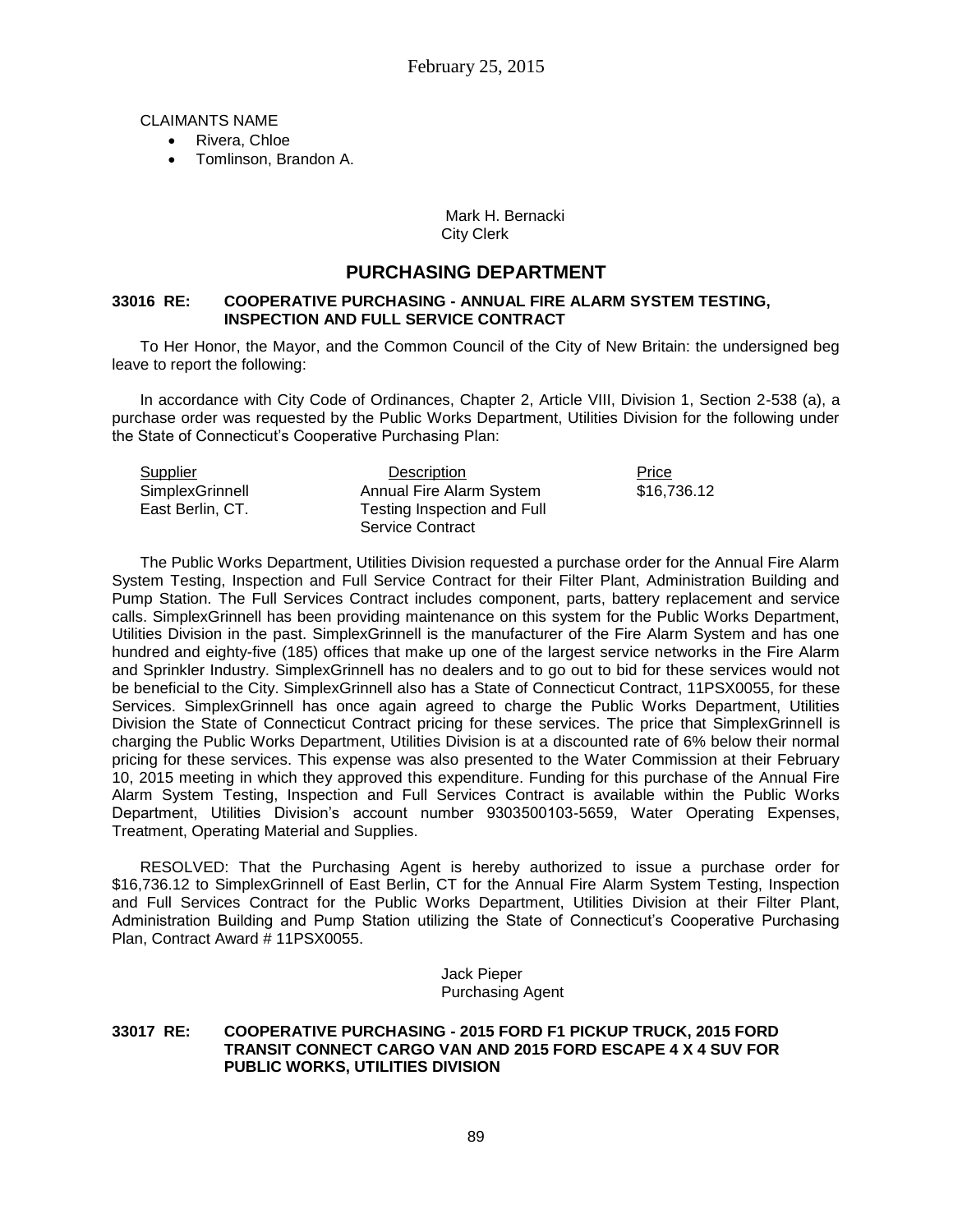CLAIMANTS NAME

- Rivera, Chloe
- Tomlinson, Brandon A.

Mark H. Bernacki
City Clerk

## PURCHASING DEPARTMENT

### 33016 RE: COOPERATIVE PURCHASING - ANNUAL FIRE ALARM SYSTEM TESTING, INSPECTION AND FULL SERVICE CONTRACT

To Her Honor, the Mayor, and the Common Council of the City of New Britain: the undersigned beg leave to report the following:

In accordance with City Code of Ordinances, Chapter 2, Article VIII, Division 1, Section 2-538 (a), a purchase order was requested by the Public Works Department, Utilities Division for the following under the State of Connecticut's Cooperative Purchasing Plan:

| Supplier | Description | Price |
|---|---|---|
| SimplexGrinnell<br>East Berlin, CT. | Annual Fire Alarm System Testing Inspection and Full Service Contract | $16,736.12 |

The Public Works Department, Utilities Division requested a purchase order for the Annual Fire Alarm System Testing, Inspection and Full Service Contract for their Filter Plant, Administration Building and Pump Station. The Full Services Contract includes component, parts, battery replacement and service calls. SimplexGrinnell has been providing maintenance on this system for the Public Works Department, Utilities Division in the past. SimplexGrinnell is the manufacturer of the Fire Alarm System and has one hundred and eighty-five (185) offices that make up one of the largest service networks in the Fire Alarm and Sprinkler Industry. SimplexGrinnell has no dealers and to go out to bid for these services would not be beneficial to the City. SimplexGrinnell also has a State of Connecticut Contract, 11PSX0055, for these Services. SimplexGrinnell has once again agreed to charge the Public Works Department, Utilities Division the State of Connecticut Contract pricing for these services. The price that SimplexGrinnell is charging the Public Works Department, Utilities Division is at a discounted rate of 6% below their normal pricing for these services. This expense was also presented to the Water Commission at their February 10, 2015 meeting in which they approved this expenditure. Funding for this purchase of the Annual Fire Alarm System Testing, Inspection and Full Services Contract is available within the Public Works Department, Utilities Division's account number 9303500103-5659, Water Operating Expenses, Treatment, Operating Material and Supplies.

RESOLVED: That the Purchasing Agent is hereby authorized to issue a purchase order for $16,736.12 to SimplexGrinnell of East Berlin, CT for the Annual Fire Alarm System Testing, Inspection and Full Services Contract for the Public Works Department, Utilities Division at their Filter Plant, Administration Building and Pump Station utilizing the State of Connecticut's Cooperative Purchasing Plan, Contract Award # 11PSX0055.

Jack Pieper
Purchasing Agent

### 33017 RE: COOPERATIVE PURCHASING - 2015 FORD F1 PICKUP TRUCK, 2015 FORD TRANSIT CONNECT CARGO VAN AND 2015 FORD ESCAPE 4 X 4 SUV FOR PUBLIC WORKS, UTILITIES DIVISION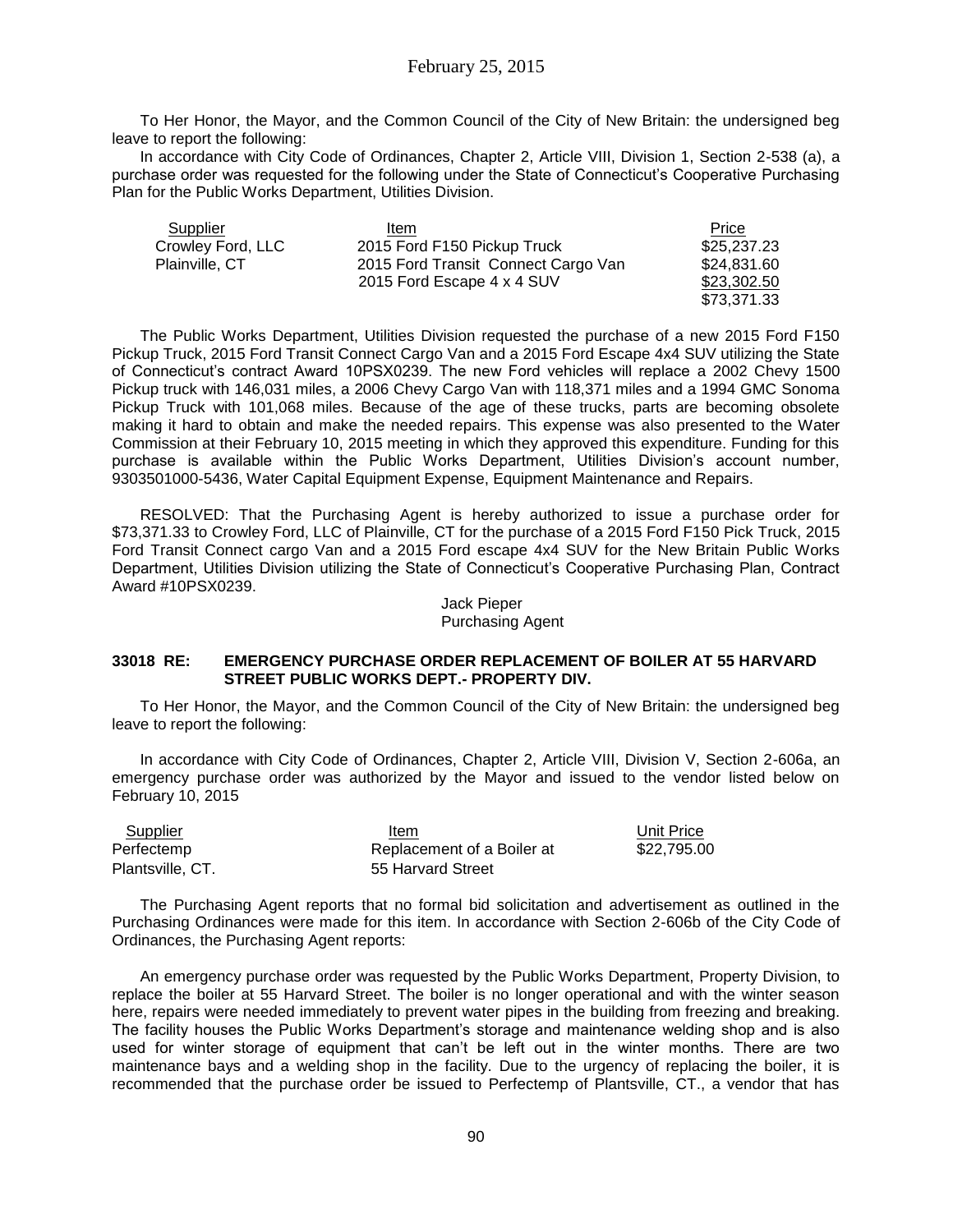To Her Honor, the Mayor, and the Common Council of the City of New Britain: the undersigned beg leave to report the following:

In accordance with City Code of Ordinances, Chapter 2, Article VIII, Division 1, Section 2-538 (a), a purchase order was requested for the following under the State of Connecticut's Cooperative Purchasing Plan for the Public Works Department, Utilities Division.

| Supplier | Item | Price |
|---|---|---|
| Crowley Ford, LLC | 2015 Ford F150 Pickup Truck | $25,237.23 |
| Plainville, CT | 2015 Ford Transit Connect Cargo Van | $24,831.60 |
| | 2015 Ford Escape 4 x 4 SUV | $23,302.50 |
| | | $73,371.33 |

The Public Works Department, Utilities Division requested the purchase of a new 2015 Ford F150 Pickup Truck, 2015 Ford Transit Connect Cargo Van and a 2015 Ford Escape 4x4 SUV utilizing the State of Connecticut's contract Award 10PSX0239. The new Ford vehicles will replace a 2002 Chevy 1500 Pickup truck with 146,031 miles, a 2006 Chevy Cargo Van with 118,371 miles and a 1994 GMC Sonoma Pickup Truck with 101,068 miles. Because of the age of these trucks, parts are becoming obsolete making it hard to obtain and make the needed repairs. This expense was also presented to the Water Commission at their February 10, 2015 meeting in which they approved this expenditure. Funding for this purchase is available within the Public Works Department, Utilities Division's account number, 9303501000-5436, Water Capital Equipment Expense, Equipment Maintenance and Repairs.

RESOLVED: That the Purchasing Agent is hereby authorized to issue a purchase order for $73,371.33 to Crowley Ford, LLC of Plainville, CT for the purchase of a 2015 Ford F150 Pick Truck, 2015 Ford Transit Connect cargo Van and a 2015 Ford escape 4x4 SUV for the New Britain Public Works Department, Utilities Division utilizing the State of Connecticut's Cooperative Purchasing Plan, Contract Award #10PSX0239.

Jack Pieper
Purchasing Agent

**33018 RE: EMERGENCY PURCHASE ORDER REPLACEMENT OF BOILER AT 55 HARVARD STREET PUBLIC WORKS DEPT.- PROPERTY DIV.**

To Her Honor, the Mayor, and the Common Council of the City of New Britain: the undersigned beg leave to report the following:

In accordance with City Code of Ordinances, Chapter 2, Article VIII, Division V, Section 2-606a, an emergency purchase order was authorized by the Mayor and issued to the vendor listed below on February 10, 2015

| Supplier | Item | Unit Price |
|---|---|---|
| Perfectemp | Replacement of a Boiler at | $22,795.00 |
| Plantsville, CT. | 55 Harvard Street | |

The Purchasing Agent reports that no formal bid solicitation and advertisement as outlined in the Purchasing Ordinances were made for this item. In accordance with Section 2-606b of the City Code of Ordinances, the Purchasing Agent reports:

An emergency purchase order was requested by the Public Works Department, Property Division, to replace the boiler at 55 Harvard Street. The boiler is no longer operational and with the winter season here, repairs were needed immediately to prevent water pipes in the building from freezing and breaking. The facility houses the Public Works Department's storage and maintenance welding shop and is also used for winter storage of equipment that can't be left out in the winter months. There are two maintenance bays and a welding shop in the facility. Due to the urgency of replacing the boiler, it is recommended that the purchase order be issued to Perfectemp of Plantsville, CT., a vendor that has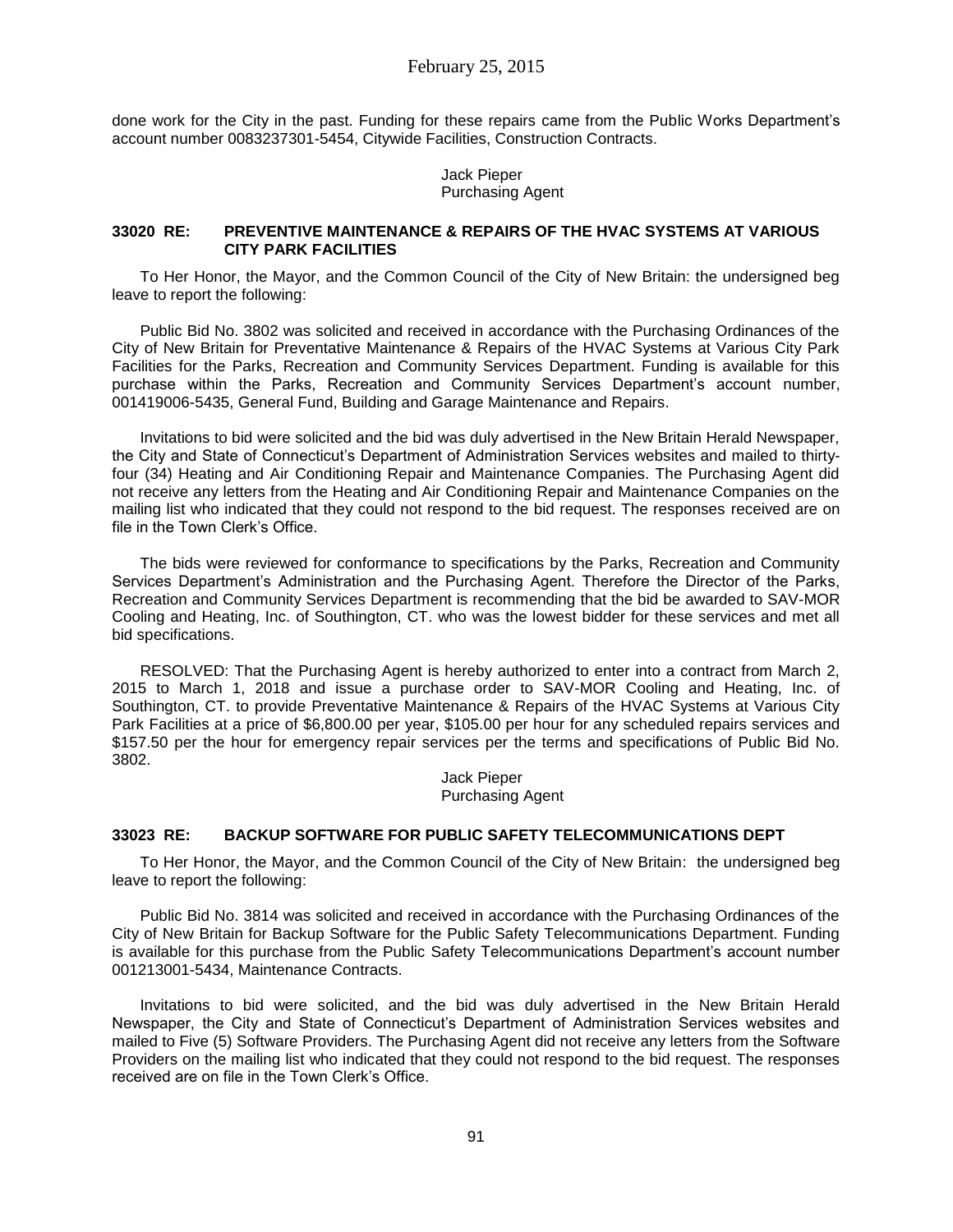done work for the City in the past. Funding for these repairs came from the Public Works Department's account number 0083237301-5454, Citywide Facilities, Construction Contracts.

Jack Pieper
Purchasing Agent

### 33020 RE: PREVENTIVE MAINTENANCE & REPAIRS OF THE HVAC SYSTEMS AT VARIOUS CITY PARK FACILITIES

To Her Honor, the Mayor, and the Common Council of the City of New Britain: the undersigned beg leave to report the following:

Public Bid No. 3802 was solicited and received in accordance with the Purchasing Ordinances of the City of New Britain for Preventative Maintenance & Repairs of the HVAC Systems at Various City Park Facilities for the Parks, Recreation and Community Services Department. Funding is available for this purchase within the Parks, Recreation and Community Services Department's account number, 001419006-5435, General Fund, Building and Garage Maintenance and Repairs.

Invitations to bid were solicited and the bid was duly advertised in the New Britain Herald Newspaper, the City and State of Connecticut's Department of Administration Services websites and mailed to thirty-four (34) Heating and Air Conditioning Repair and Maintenance Companies. The Purchasing Agent did not receive any letters from the Heating and Air Conditioning Repair and Maintenance Companies on the mailing list who indicated that they could not respond to the bid request. The responses received are on file in the Town Clerk's Office.

The bids were reviewed for conformance to specifications by the Parks, Recreation and Community Services Department's Administration and the Purchasing Agent. Therefore the Director of the Parks, Recreation and Community Services Department is recommending that the bid be awarded to SAV-MOR Cooling and Heating, Inc. of Southington, CT. who was the lowest bidder for these services and met all bid specifications.

RESOLVED: That the Purchasing Agent is hereby authorized to enter into a contract from March 2, 2015 to March 1, 2018 and issue a purchase order to SAV-MOR Cooling and Heating, Inc. of Southington, CT. to provide Preventative Maintenance & Repairs of the HVAC Systems at Various City Park Facilities at a price of $6,800.00 per year, $105.00 per hour for any scheduled repairs services and $157.50 per the hour for emergency repair services per the terms and specifications of Public Bid No. 3802.

Jack Pieper
Purchasing Agent

### 33023 RE: BACKUP SOFTWARE FOR PUBLIC SAFETY TELECOMMUNICATIONS DEPT

To Her Honor, the Mayor, and the Common Council of the City of New Britain: the undersigned beg leave to report the following:

Public Bid No. 3814 was solicited and received in accordance with the Purchasing Ordinances of the City of New Britain for Backup Software for the Public Safety Telecommunications Department. Funding is available for this purchase from the Public Safety Telecommunications Department's account number 001213001-5434, Maintenance Contracts.

Invitations to bid were solicited, and the bid was duly advertised in the New Britain Herald Newspaper, the City and State of Connecticut's Department of Administration Services websites and mailed to Five (5) Software Providers. The Purchasing Agent did not receive any letters from the Software Providers on the mailing list who indicated that they could not respond to the bid request. The responses received are on file in the Town Clerk's Office.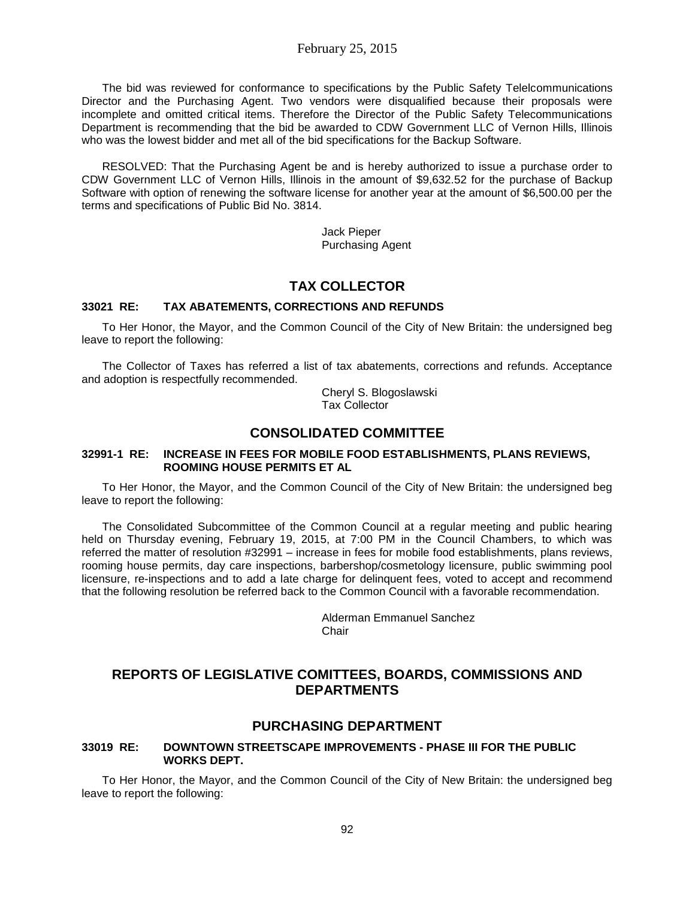The bid was reviewed for conformance to specifications by the Public Safety Telelcommunications Director and the Purchasing Agent. Two vendors were disqualified because their proposals were incomplete and omitted critical items. Therefore the Director of the Public Safety Telecommunications Department is recommending that the bid be awarded to CDW Government LLC of Vernon Hills, Illinois who was the lowest bidder and met all of the bid specifications for the Backup Software.

RESOLVED: That the Purchasing Agent be and is hereby authorized to issue a purchase order to CDW Government LLC of Vernon Hills, Illinois in the amount of $9,632.52 for the purchase of Backup Software with option of renewing the software license for another year at the amount of $6,500.00 per the terms and specifications of Public Bid No. 3814.

Jack Pieper
Purchasing Agent

## TAX COLLECTOR

### 33021 RE: TAX ABATEMENTS, CORRECTIONS AND REFUNDS

To Her Honor, the Mayor, and the Common Council of the City of New Britain: the undersigned beg leave to report the following:

The Collector of Taxes has referred a list of tax abatements, corrections and refunds. Acceptance and adoption is respectfully recommended.

Cheryl S. Blogoslawski
Tax Collector

## CONSOLIDATED COMMITTEE

### 32991-1 RE: INCREASE IN FEES FOR MOBILE FOOD ESTABLISHMENTS, PLANS REVIEWS, ROOMING HOUSE PERMITS ET AL

To Her Honor, the Mayor, and the Common Council of the City of New Britain: the undersigned beg leave to report the following:

The Consolidated Subcommittee of the Common Council at a regular meeting and public hearing held on Thursday evening, February 19, 2015, at 7:00 PM in the Council Chambers, to which was referred the matter of resolution #32991 – increase in fees for mobile food establishments, plans reviews, rooming house permits, day care inspections, barbershop/cosmetology licensure, public swimming pool licensure, re-inspections and to add a late charge for delinquent fees, voted to accept and recommend that the following resolution be referred back to the Common Council with a favorable recommendation.

Alderman Emmanuel Sanchez
Chair

## REPORTS OF LEGISLATIVE COMITTEES, BOARDS, COMMISSIONS AND DEPARTMENTS

## PURCHASING DEPARTMENT

### 33019 RE: DOWNTOWN STREETSCAPE IMPROVEMENTS - PHASE III FOR THE PUBLIC WORKS DEPT.

To Her Honor, the Mayor, and the Common Council of the City of New Britain: the undersigned beg leave to report the following: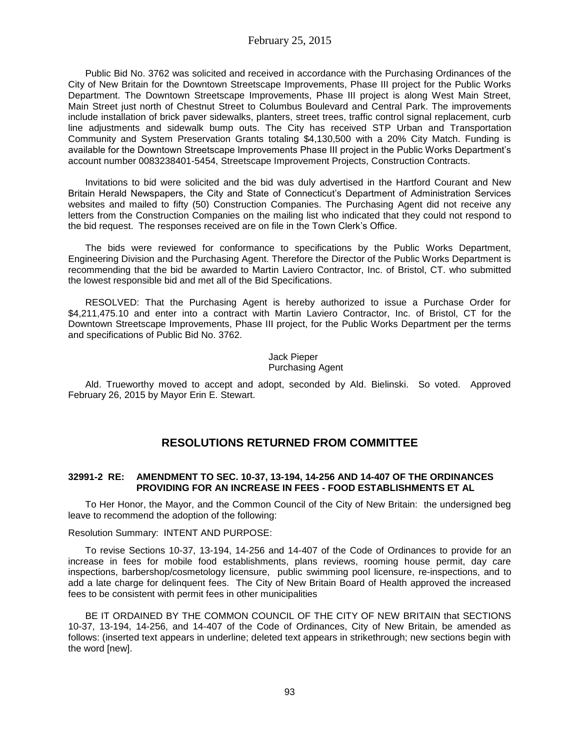Public Bid No. 3762 was solicited and received in accordance with the Purchasing Ordinances of the City of New Britain for the Downtown Streetscape Improvements, Phase III project for the Public Works Department. The Downtown Streetscape Improvements, Phase III project is along West Main Street, Main Street just north of Chestnut Street to Columbus Boulevard and Central Park. The improvements include installation of brick paver sidewalks, planters, street trees, traffic control signal replacement, curb line adjustments and sidewalk bump outs. The City has received STP Urban and Transportation Community and System Preservation Grants totaling $4,130,500 with a 20% City Match. Funding is available for the Downtown Streetscape Improvements Phase III project in the Public Works Department's account number 0083238401-5454, Streetscape Improvement Projects, Construction Contracts.

Invitations to bid were solicited and the bid was duly advertised in the Hartford Courant and New Britain Herald Newspapers, the City and State of Connecticut's Department of Administration Services websites and mailed to fifty (50) Construction Companies. The Purchasing Agent did not receive any letters from the Construction Companies on the mailing list who indicated that they could not respond to the bid request. The responses received are on file in the Town Clerk's Office.

The bids were reviewed for conformance to specifications by the Public Works Department, Engineering Division and the Purchasing Agent. Therefore the Director of the Public Works Department is recommending that the bid be awarded to Martin Laviero Contractor, Inc. of Bristol, CT. who submitted the lowest responsible bid and met all of the Bid Specifications.

RESOLVED: That the Purchasing Agent is hereby authorized to issue a Purchase Order for $4,211,475.10 and enter into a contract with Martin Laviero Contractor, Inc. of Bristol, CT for the Downtown Streetscape Improvements, Phase III project, for the Public Works Department per the terms and specifications of Public Bid No. 3762.

Jack Pieper
Purchasing Agent

Ald. Trueworthy moved to accept and adopt, seconded by Ald. Bielinski. So voted. Approved February 26, 2015 by Mayor Erin E. Stewart.

## RESOLUTIONS RETURNED FROM COMMITTEE

**32991-2 RE: AMENDMENT TO SEC. 10-37, 13-194, 14-256 AND 14-407 OF THE ORDINANCES PROVIDING FOR AN INCREASE IN FEES - FOOD ESTABLISHMENTS ET AL**

To Her Honor, the Mayor, and the Common Council of the City of New Britain: the undersigned beg leave to recommend the adoption of the following:

Resolution Summary: INTENT AND PURPOSE:

To revise Sections 10-37, 13-194, 14-256 and 14-407 of the Code of Ordinances to provide for an increase in fees for mobile food establishments, plans reviews, rooming house permit, day care inspections, barbershop/cosmetology licensure, public swimming pool licensure, re-inspections, and to add a late charge for delinquent fees. The City of New Britain Board of Health approved the increased fees to be consistent with permit fees in other municipalities

BE IT ORDAINED BY THE COMMON COUNCIL OF THE CITY OF NEW BRITAIN that SECTIONS 10-37, 13-194, 14-256, and 14-407 of the Code of Ordinances, City of New Britain, be amended as follows: (inserted text appears in underline; deleted text appears in strikethrough; new sections begin with the word [new].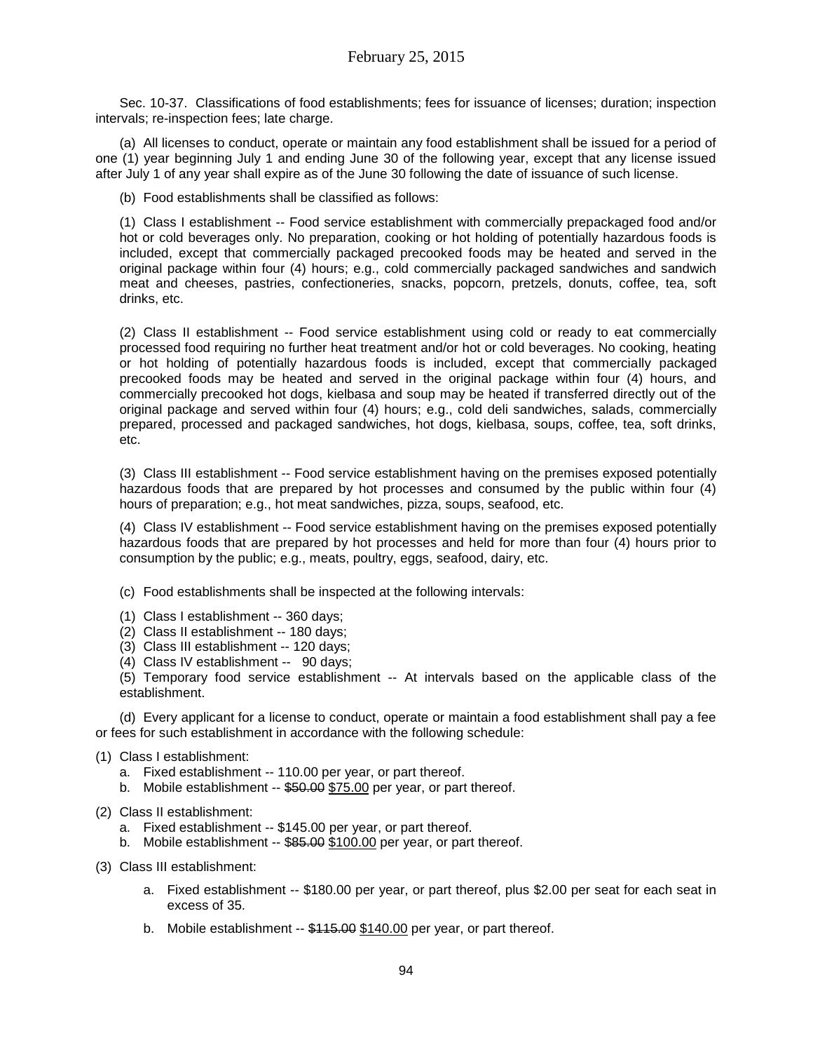Sec. 10-37. Classifications of food establishments; fees for issuance of licenses; duration; inspection intervals; re-inspection fees; late charge.

(a) All licenses to conduct, operate or maintain any food establishment shall be issued for a period of one (1) year beginning July 1 and ending June 30 of the following year, except that any license issued after July 1 of any year shall expire as of the June 30 following the date of issuance of such license.

(b) Food establishments shall be classified as follows:

(1) Class I establishment -- Food service establishment with commercially prepackaged food and/or hot or cold beverages only. No preparation, cooking or hot holding of potentially hazardous foods is included, except that commercially packaged precooked foods may be heated and served in the original package within four (4) hours; e.g., cold commercially packaged sandwiches and sandwich meat and cheeses, pastries, confectioneries, snacks, popcorn, pretzels, donuts, coffee, tea, soft drinks, etc.

(2) Class II establishment -- Food service establishment using cold or ready to eat commercially processed food requiring no further heat treatment and/or hot or cold beverages. No cooking, heating or hot holding of potentially hazardous foods is included, except that commercially packaged precooked foods may be heated and served in the original package within four (4) hours, and commercially precooked hot dogs, kielbasa and soup may be heated if transferred directly out of the original package and served within four (4) hours; e.g., cold deli sandwiches, salads, commercially prepared, processed and packaged sandwiches, hot dogs, kielbasa, soups, coffee, tea, soft drinks, etc.

(3) Class III establishment -- Food service establishment having on the premises exposed potentially hazardous foods that are prepared by hot processes and consumed by the public within four (4) hours of preparation; e.g., hot meat sandwiches, pizza, soups, seafood, etc.

(4) Class IV establishment -- Food service establishment having on the premises exposed potentially hazardous foods that are prepared by hot processes and held for more than four (4) hours prior to consumption by the public; e.g., meats, poultry, eggs, seafood, dairy, etc.

(c) Food establishments shall be inspected at the following intervals:

(1) Class I establishment -- 360 days;
(2) Class II establishment -- 180 days;
(3) Class III establishment -- 120 days;
(4) Class IV establishment -- 90 days;
(5) Temporary food service establishment -- At intervals based on the applicable class of the establishment.

(d) Every applicant for a license to conduct, operate or maintain a food establishment shall pay a fee or fees for such establishment in accordance with the following schedule:

(1) Class I establishment:
   a. Fixed establishment -- 110.00 per year, or part thereof.
   b. Mobile establishment -- ~~$50.00~~ <u>$75.00</u> per year, or part thereof.

(2) Class II establishment:
   a. Fixed establishment -- $145.00 per year, or part thereof.
   b. Mobile establishment -- ~~$85.00~~ <u>$100.00</u> per year, or part thereof.

(3) Class III establishment:
   a. Fixed establishment -- $180.00 per year, or part thereof, plus $2.00 per seat for each seat in excess of 35.
   b. Mobile establishment -- ~~$115.00~~ <u>$140.00</u> per year, or part thereof.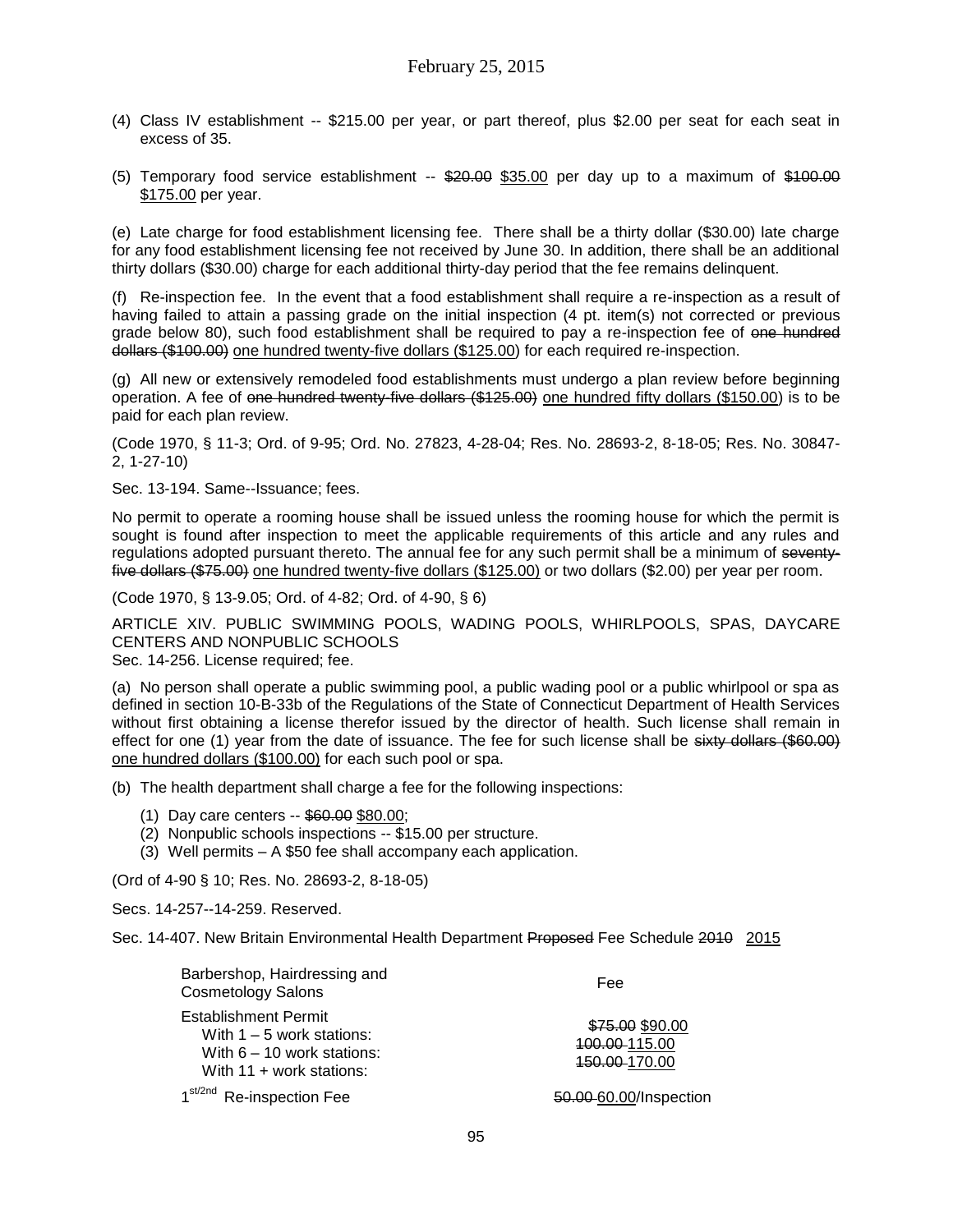(4) Class IV establishment -- \$215.00 per year, or part thereof, plus \$2.00 per seat for each seat in excess of 35.

(5) Temporary food service establishment -- ~~\$20.00~~ <u>\$35.00</u> per day up to a maximum of ~~\$100.00~~ <u>\$175.00</u> per year.

(e) Late charge for food establishment licensing fee. There shall be a thirty dollar (\$30.00) late charge for any food establishment licensing fee not received by June 30. In addition, there shall be an additional thirty dollars (\$30.00) charge for each additional thirty-day period that the fee remains delinquent.

(f) Re-inspection fee. In the event that a food establishment shall require a re-inspection as a result of having failed to attain a passing grade on the initial inspection (4 pt. item(s) not corrected or previous grade below 80), such food establishment shall be required to pay a re-inspection fee of ~~one hundred dollars (\$100.00)~~ <u>one hundred twenty-five dollars (\$125.00)</u> for each required re-inspection.

(g) All new or extensively remodeled food establishments must undergo a plan review before beginning operation. A fee of ~~one hundred twenty-five dollars (\$125.00)~~ <u>one hundred fifty dollars (\$150.00)</u> is to be paid for each plan review.

(Code 1970, § 11-3; Ord. of 9-95; Ord. No. 27823, 4-28-04; Res. No. 28693-2, 8-18-05; Res. No. 30847-2, 1-27-10)

Sec. 13-194. Same--Issuance; fees.

No permit to operate a rooming house shall be issued unless the rooming house for which the permit is sought is found after inspection to meet the applicable requirements of this article and any rules and regulations adopted pursuant thereto. The annual fee for any such permit shall be a minimum of ~~seventy-five dollars (\$75.00)~~ <u>one hundred twenty-five dollars (\$125.00)</u> or two dollars (\$2.00) per year per room.

(Code 1970, § 13-9.05; Ord. of 4-82; Ord. of 4-90, § 6)

ARTICLE XIV. PUBLIC SWIMMING POOLS, WADING POOLS, WHIRLPOOLS, SPAS, DAYCARE CENTERS AND NONPUBLIC SCHOOLS

Sec. 14-256. License required; fee.

(a) No person shall operate a public swimming pool, a public wading pool or a public whirlpool or spa as defined in section 10-B-33b of the Regulations of the State of Connecticut Department of Health Services without first obtaining a license therefor issued by the director of health. Such license shall remain in effect for one (1) year from the date of issuance. The fee for such license shall be ~~sixty dollars (\$60.00)~~ <u>one hundred dollars (\$100.00)</u> for each such pool or spa.

(b) The health department shall charge a fee for the following inspections:

(1) Day care centers -- ~~\$60.00~~ <u>\$80.00</u>;
(2) Nonpublic schools inspections -- \$15.00 per structure.
(3) Well permits – A \$50 fee shall accompany each application.

(Ord of 4-90 § 10; Res. No. 28693-2, 8-18-05)

Secs. 14-257--14-259. Reserved.

Sec. 14-407. New Britain Environmental Health Department ~~Proposed~~ Fee Schedule ~~2010~~ <u>2015</u>

| Barbershop, Hairdressing and Cosmetology Salons | Fee |
|---|---|
| Establishment Permit | |
| With 1 – 5 work stations: | ~~\$75.00~~ <u>\$90.00</u> |
| With 6 – 10 work stations: | ~~100.00~~ <u>115.00</u> |
| With 11 + work stations: | ~~150.00~~ <u>170.00</u> |
| 1st/2nd Re-inspection Fee | ~~50.00~~ <u>60.00</u>/Inspection |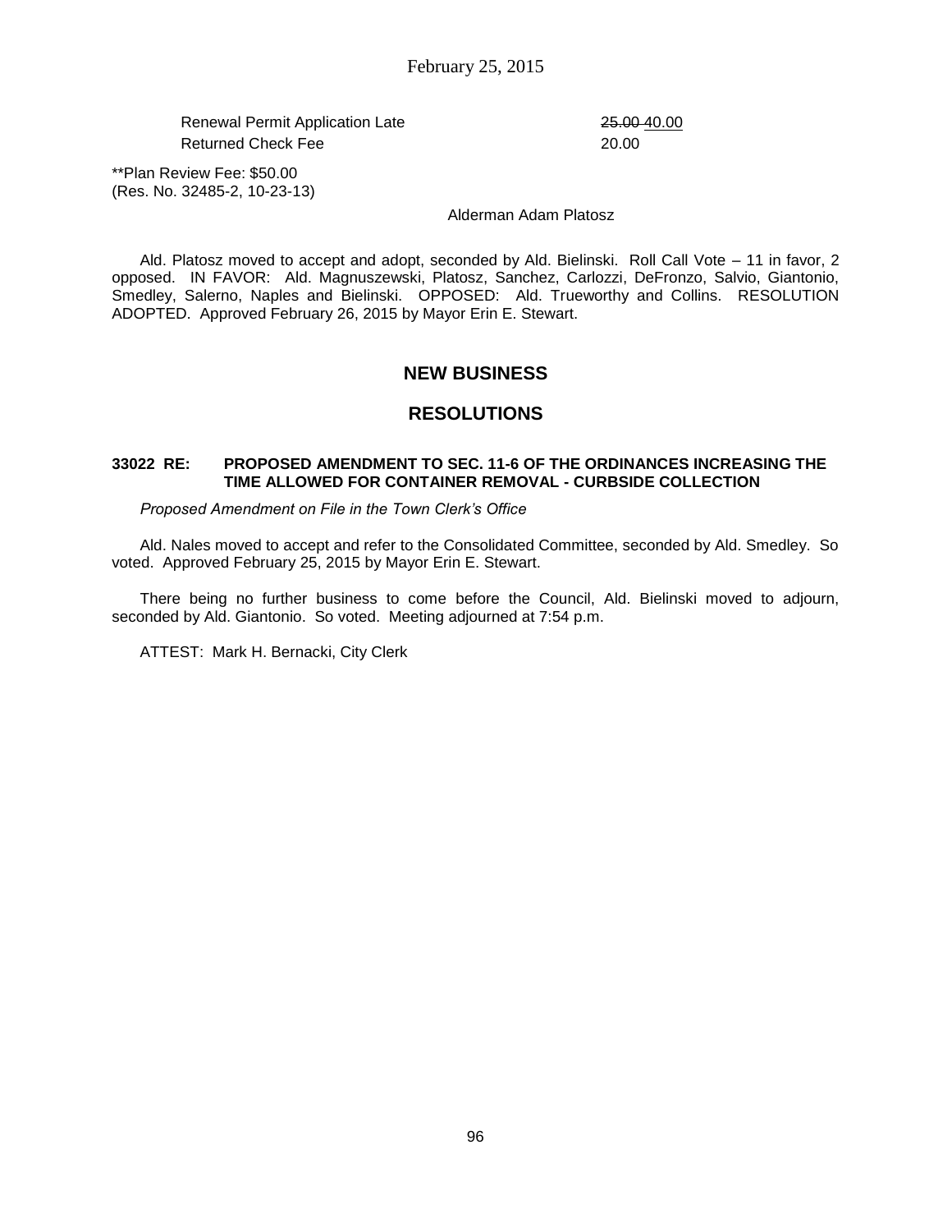| | |
|---|---|
| Renewal Permit Application Late | ~~25.00~~ <u>40.00</u> |
| Returned Check Fee | 20.00 |

**Plan Review Fee: $50.00
(Res. No. 32485-2, 10-23-13)

Alderman Adam Platosz

Ald. Platosz moved to accept and adopt, seconded by Ald. Bielinski. Roll Call Vote – 11 in favor, 2 opposed. IN FAVOR: Ald. Magnuszewski, Platosz, Sanchez, Carlozzi, DeFronzo, Salvio, Giantonio, Smedley, Salerno, Naples and Bielinski. OPPOSED: Ald. Trueworthy and Collins. RESOLUTION ADOPTED. Approved February 26, 2015 by Mayor Erin E. Stewart.

## NEW BUSINESS

## RESOLUTIONS

### 33022 RE: PROPOSED AMENDMENT TO SEC. 11-6 OF THE ORDINANCES INCREASING THE TIME ALLOWED FOR CONTAINER REMOVAL - CURBSIDE COLLECTION

*Proposed Amendment on File in the Town Clerk's Office*

Ald. Nales moved to accept and refer to the Consolidated Committee, seconded by Ald. Smedley. So voted. Approved February 25, 2015 by Mayor Erin E. Stewart.

There being no further business to come before the Council, Ald. Bielinski moved to adjourn, seconded by Ald. Giantonio. So voted. Meeting adjourned at 7:54 p.m.

ATTEST: Mark H. Bernacki, City Clerk